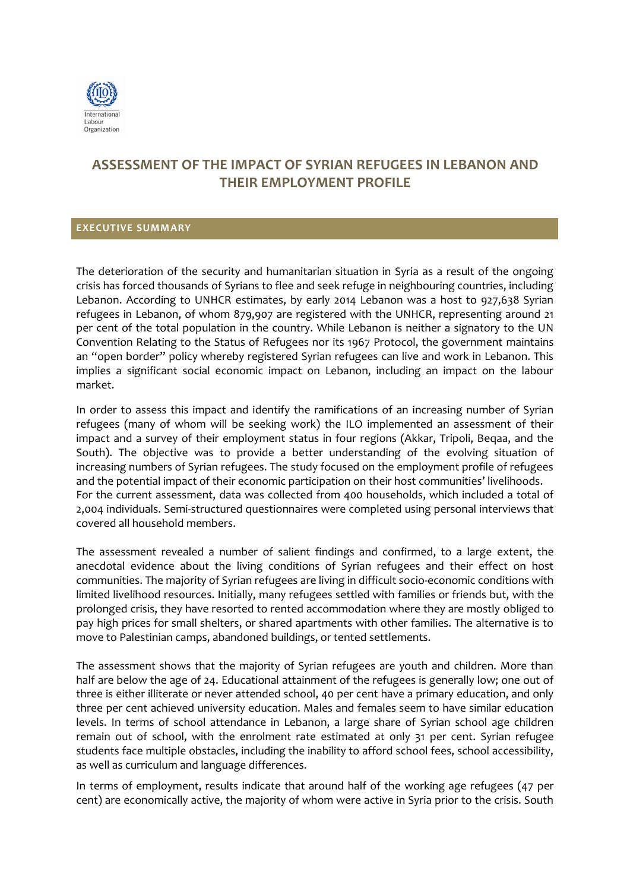# ASSESSMENT OF THE IMPACT OF SYRIAN REFUGEES IN LEBANON AND THEIR EMPLOYMENT PROFILE

## EXECUTIVE SUMMARY

The deterioration of the security and humanitarian situation in Syria as a result of the ongoing crisis has forced thousands of Syrians to flee and seek refuge in neighbouring countries, including Lebanon. According to UNHCR estimates, by early 2014 Lebanon was a host to 927,638 Syrian refugees in Lebanon, of whom 879,907 are registered with the UNHCR, representing around 21 per cent of the total population in the country. While Lebanon is neither a signatory to the UN Convention Relating to the Status of Refugees nor its 1967 Protocol, the government maintains an "open border" policy whereby registered Syrian refugees can live and work in Lebanon. This implies a significant social economic impact on Lebanon, including an impact on the labour market.

In order to assess this impact and identify the ramifications of an increasing number of Syrian refugees (many of whom will be seeking work) the ILO implemented an assessment of their impact and a survey of their employment status in four regions (Akkar, Tripoli, Beqaa, and the South). The objective was to provide a better understanding of the evolving situation of increasing numbers of Syrian refugees. The study focused on the employment profile of refugees and the potential impact of their economic participation on their host communities' livelihoods. For the current assessment, data was collected from 400 households, which included a total of 2,004 individuals. Semi-structured questionnaires were completed using personal interviews that covered all household members.

The assessment revealed a number of salient findings and confirmed, to a large extent, the anecdotal evidence about the living conditions of Syrian refugees and their effect on host communities. The majority of Syrian refugees are living in difficult socio-economic conditions with limited livelihood resources. Initially, many refugees settled with families or friends but, with the prolonged crisis, they have resorted to rented accommodation where they are mostly obliged to pay high prices for small shelters, or shared apartments with other families. The alternative is to move to Palestinian camps, abandoned buildings, or tented settlements.

The assessment shows that the majority of Syrian refugees are youth and children. More than half are below the age of 24. Educational attainment of the refugees is generally low; one out of three is either illiterate or never attended school, 40 per cent have a primary education, and only three per cent achieved university education. Males and females seem to have similar education levels. In terms of school attendance in Lebanon, a large share of Syrian school age children remain out of school, with the enrolment rate estimated at only 31 per cent. Syrian refugee students face multiple obstacles, including the inability to afford school fees, school accessibility, as well as curriculum and language differences.

In terms of employment, results indicate that around half of the working age refugees (47 per cent) are economically active, the majority of whom were active in Syria prior to the crisis. South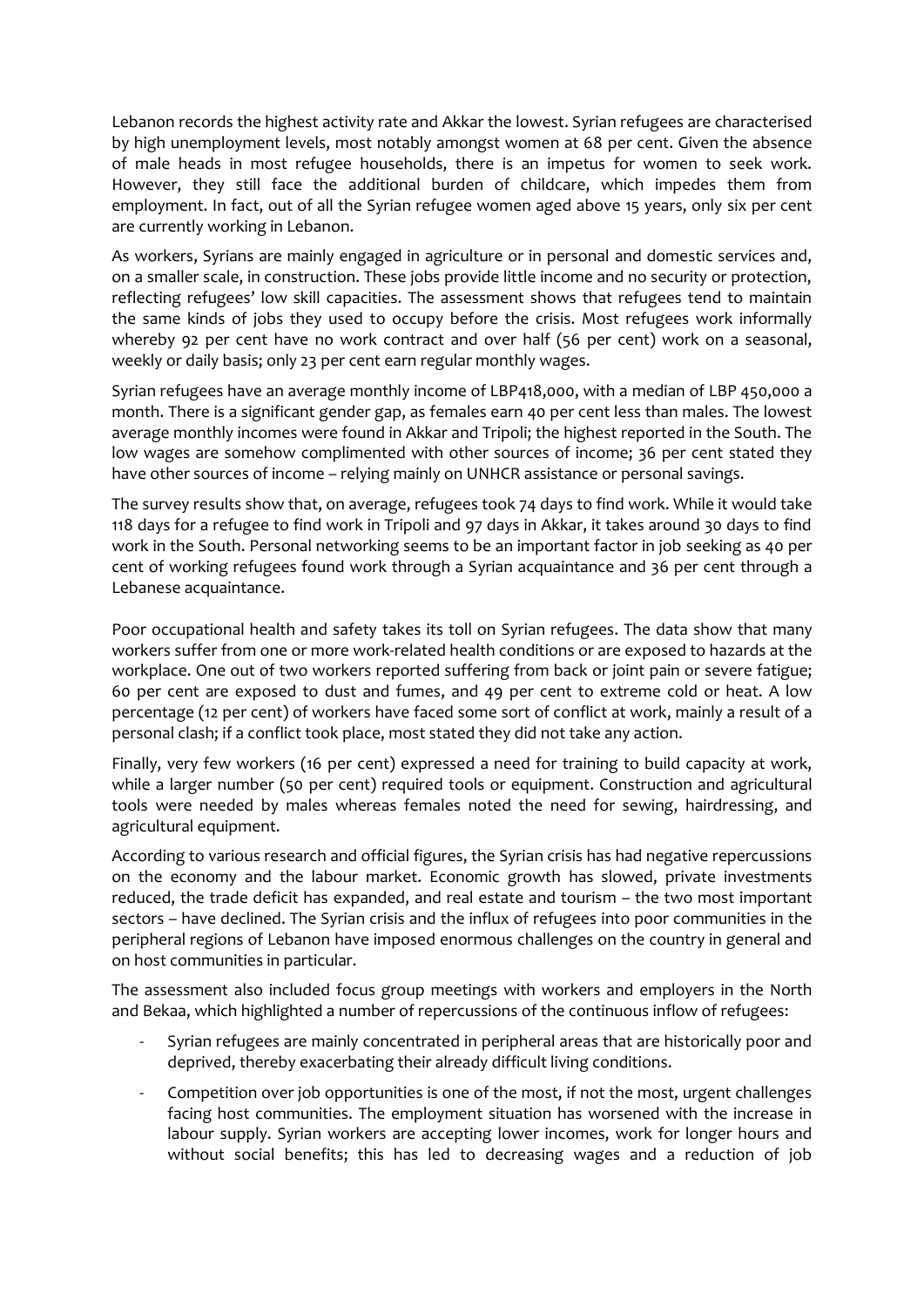Lebanon records the highest activity rate and Akkar the lowest. Syrian refugees are characterised by high unemployment levels, most notably amongst women at 68 per cent. Given the absence of male heads in most refugee households, there is an impetus for women to seek work. However, they still face the additional burden of childcare, which impedes them from employment. In fact, out of all the Syrian refugee women aged above 15 years, only six per cent are currently working in Lebanon.

As workers, Syrians are mainly engaged in agriculture or in personal and domestic services and, on a smaller scale, in construction. These jobs provide little income and no security or protection, reflecting refugees' low skill capacities. The assessment shows that refugees tend to maintain the same kinds of jobs they used to occupy before the crisis. Most refugees work informally whereby 92 per cent have no work contract and over half (56 per cent) work on a seasonal, weekly or daily basis; only 23 per cent earn regular monthly wages.

Syrian refugees have an average monthly income of LBP418,000, with a median of LBP 450,000 a month. There is a significant gender gap, as females earn 40 per cent less than males. The lowest average monthly incomes were found in Akkar and Tripoli; the highest reported in the South. The low wages are somehow complimented with other sources of income; 36 per cent stated they have other sources of income – relying mainly on UNHCR assistance or personal savings.

The survey results show that, on average, refugees took 74 days to find work. While it would take 118 days for a refugee to find work in Tripoli and 97 days in Akkar, it takes around 30 days to find work in the South. Personal networking seems to be an important factor in job seeking as 40 per cent of working refugees found work through a Syrian acquaintance and 36 per cent through a Lebanese acquaintance.

Poor occupational health and safety takes its toll on Syrian refugees. The data show that many workers suffer from one or more work-related health conditions or are exposed to hazards at the workplace. One out of two workers reported suffering from back or joint pain or severe fatigue; 60 per cent are exposed to dust and fumes, and 49 per cent to extreme cold or heat. A low percentage (12 per cent) of workers have faced some sort of conflict at work, mainly a result of a personal clash; if a conflict took place, most stated they did not take any action.

Finally, very few workers (16 per cent) expressed a need for training to build capacity at work, while a larger number (50 per cent) required tools or equipment. Construction and agricultural tools were needed by males whereas females noted the need for sewing, hairdressing, and agricultural equipment.

According to various research and official figures, the Syrian crisis has had negative repercussions on the economy and the labour market. Economic growth has slowed, private investments reduced, the trade deficit has expanded, and real estate and tourism – the two most important sectors – have declined. The Syrian crisis and the influx of refugees into poor communities in the peripheral regions of Lebanon have imposed enormous challenges on the country in general and on host communities in particular.

The assessment also included focus group meetings with workers and employers in the North and Bekaa, which highlighted a number of repercussions of the continuous inflow of refugees:

- Syrian refugees are mainly concentrated in peripheral areas that are historically poor and deprived, thereby exacerbating their already difficult living conditions.
- Competition over job opportunities is one of the most, if not the most, urgent challenges facing host communities. The employment situation has worsened with the increase in labour supply. Syrian workers are accepting lower incomes, work for longer hours and without social benefits; this has led to decreasing wages and a reduction of job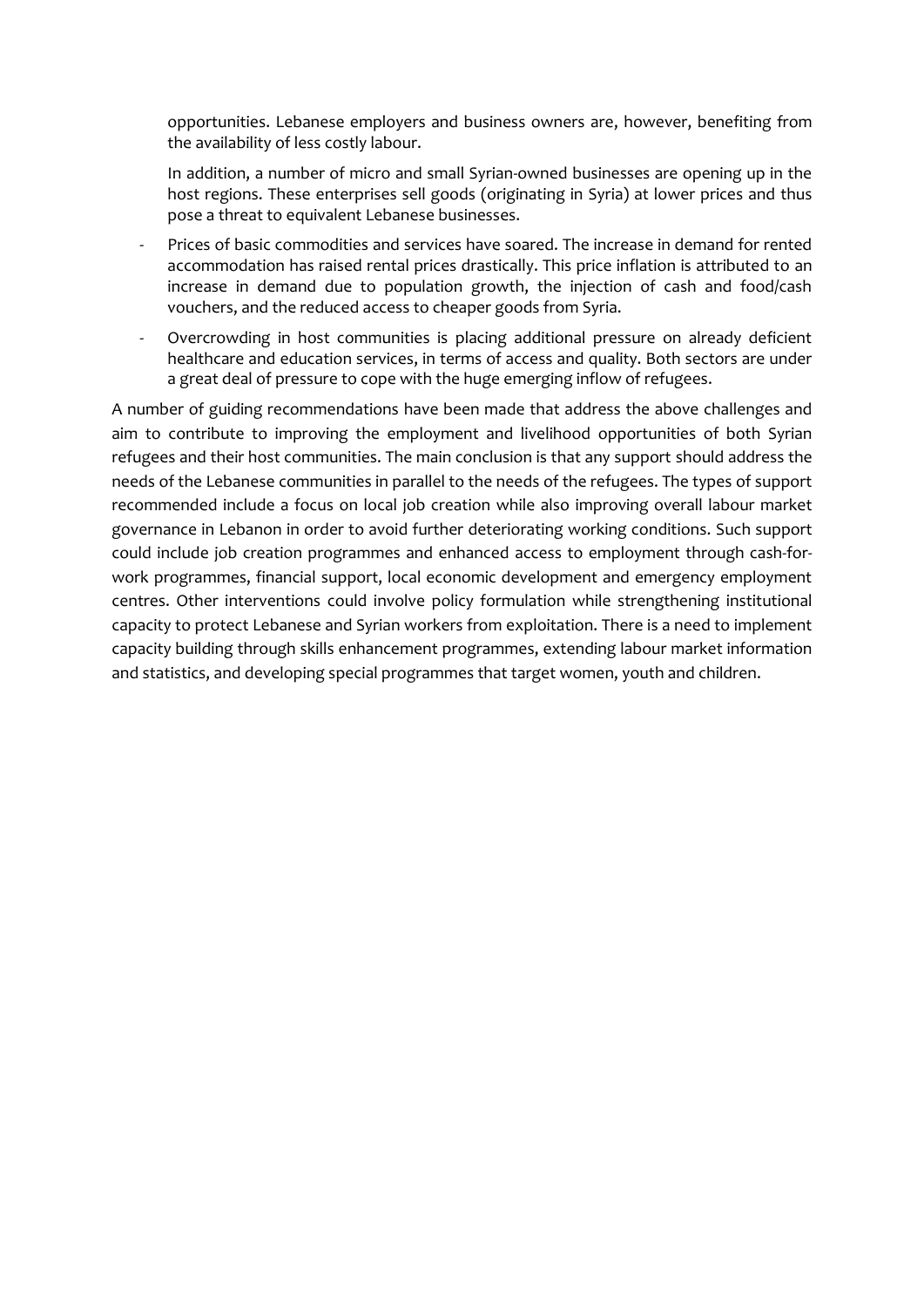opportunities. Lebanese employers and business owners are, however, benefiting from the availability of less costly labour.

In addition, a number of micro and small Syrian-owned businesses are opening up in the host regions. These enterprises sell goods (originating in Syria) at lower prices and thus pose a threat to equivalent Lebanese businesses.

- Prices of basic commodities and services have soared. The increase in demand for rented accommodation has raised rental prices drastically. This price inflation is attributed to an increase in demand due to population growth, the injection of cash and food/cash vouchers, and the reduced access to cheaper goods from Syria.
- Overcrowding in host communities is placing additional pressure on already deficient healthcare and education services, in terms of access and quality. Both sectors are under a great deal of pressure to cope with the huge emerging inflow of refugees.

A number of guiding recommendations have been made that address the above challenges and aim to contribute to improving the employment and livelihood opportunities of both Syrian refugees and their host communities. The main conclusion is that any support should address the needs of the Lebanese communities in parallel to the needs of the refugees. The types of support recommended include a focus on local job creation while also improving overall labour market governance in Lebanon in order to avoid further deteriorating working conditions. Such support could include job creation programmes and enhanced access to employment through cash-for-work programmes, financial support, local economic development and emergency employment centres. Other interventions could involve policy formulation while strengthening institutional capacity to protect Lebanese and Syrian workers from exploitation. There is a need to implement capacity building through skills enhancement programmes, extending labour market information and statistics, and developing special programmes that target women, youth and children.